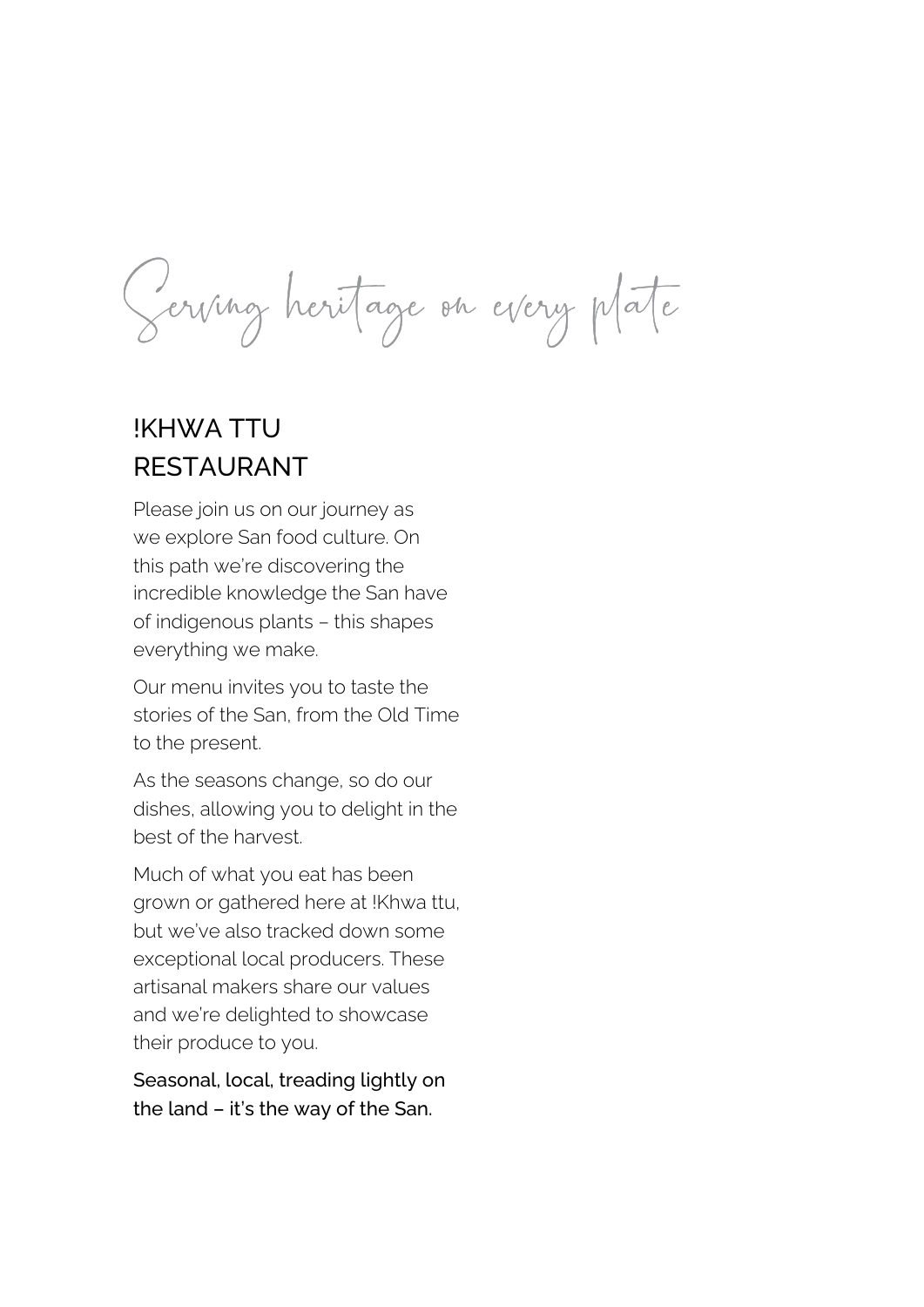*Serving heritage on every plate*

# !KHWA TTU RESTAURANT

Please join us on our journey as we explore San food culture. On this path we're discovering the incredible knowledge the San have of indigenous plants – this shapes everything we make.

Our menu invites you to taste the stories of the San, from the Old Time to the present.

As the seasons change, so do our dishes, allowing you to delight in the best of the harvest.

Much of what you eat has been grown or gathered here at !Khwa ttu, but we've also tracked down some exceptional local producers. These artisanal makers share our values and we're delighted to showcase their produce to you.

Seasonal, local, treading lightly on the land – it's the way of the San.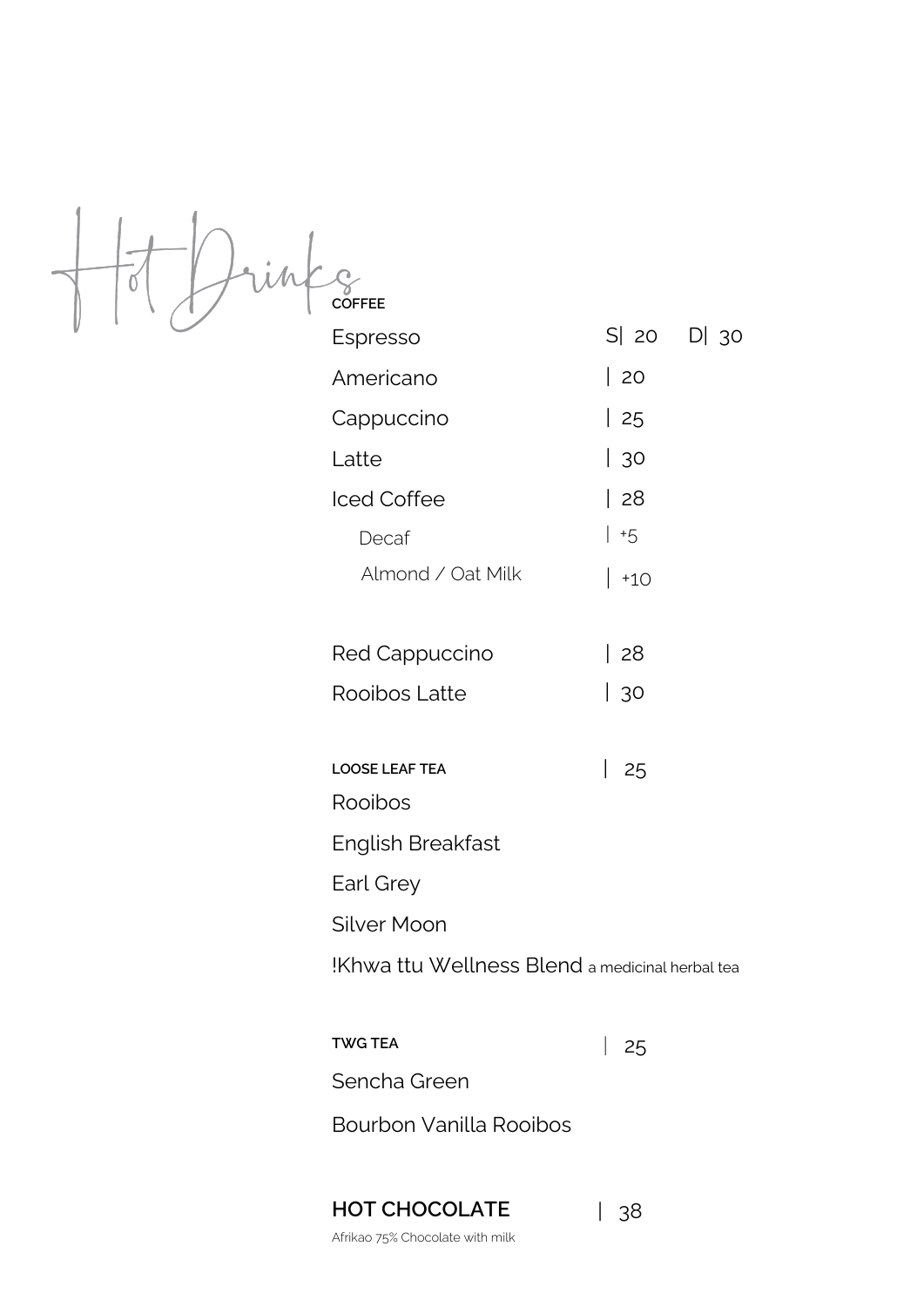# Hot Drinks

## COFFEE

| Item | Price |
| --- | --- |
| Espresso | S\| 20 D\| 30 |
| Americano | \| 20 |
| Cappuccino | \| 25 |
| Latte | \| 30 |
| Iced Coffee | \| 28 |
| Decaf | \| +5 |
| Almond / Oat Milk | \| +10 |
| Red Cappuccino | \| 28 |
| Rooibos Latte | \| 30 |

## LOOSE LEAF TEA | 25

Rooibos

English Breakfast

Earl Grey

Silver Moon

!Khwa ttu Wellness Blend a medicinal herbal tea

## TWG TEA | 25

Sencha Green

Bourbon Vanilla Rooibos

## HOT CHOCOLATE | 38

Afrikao 75% Chocolate with milk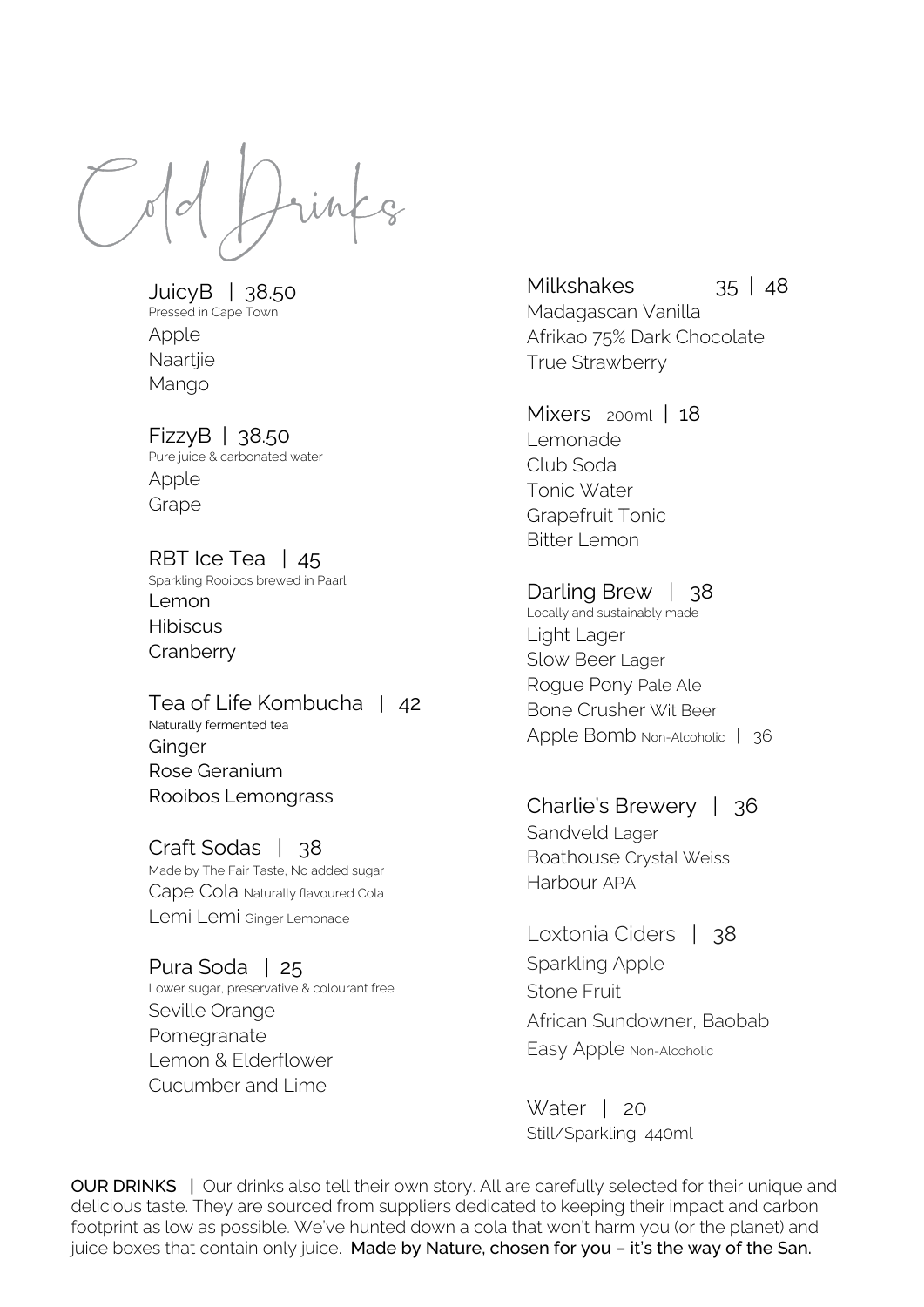# Cold Drinks

## JuicyB | 38.50
Pressed in Cape Town

Apple
Naartjie
Mango

## FizzyB | 38.50
Pure juice & carbonated water

Apple
Grape

## RBT Ice Tea | 45
Sparkling Rooibos brewed in Paarl

Lemon
Hibiscus
Cranberry

## Tea of Life Kombucha | 42
Naturally fermented tea

Ginger
Rose Geranium
Rooibos Lemongrass

## Craft Sodas | 38
Made by The Fair Taste, No added sugar

Cape Cola Naturally flavoured Cola
Lemi Lemi Ginger Lemonade

## Pura Soda | 25
Lower sugar, preservative & colourant free

Seville Orange
Pomegranate
Lemon & Elderflower
Cucumber and Lime

## Milkshakes 35 | 48

Madagascan Vanilla
Afrikao 75% Dark Chocolate
True Strawberry

## Mixers 200ml | 18

Lemonade
Club Soda
Tonic Water
Grapefruit Tonic
Bitter Lemon

## Darling Brew | 38
Locally and sustainably made

Light Lager
Slow Beer Lager
Rogue Pony Pale Ale
Bone Crusher Wit Beer
Apple Bomb Non-Alcoholic | 36

## Charlie's Brewery | 36

Sandveld Lager
Boathouse Crystal Weiss
Harbour APA

## Loxtonia Ciders | 38

Sparkling Apple
Stone Fruit
African Sundowner, Baobab
Easy Apple Non-Alcoholic

## Water | 20
Still/Sparkling 440ml

**OUR DRINKS |** Our drinks also tell their own story. All are carefully selected for their unique and delicious taste. They are sourced from suppliers dedicated to keeping their impact and carbon footprint as low as possible. We've hunted down a cola that won't harm you (or the planet) and juice boxes that contain only juice. **Made by Nature, chosen for you – it's the way of the San.**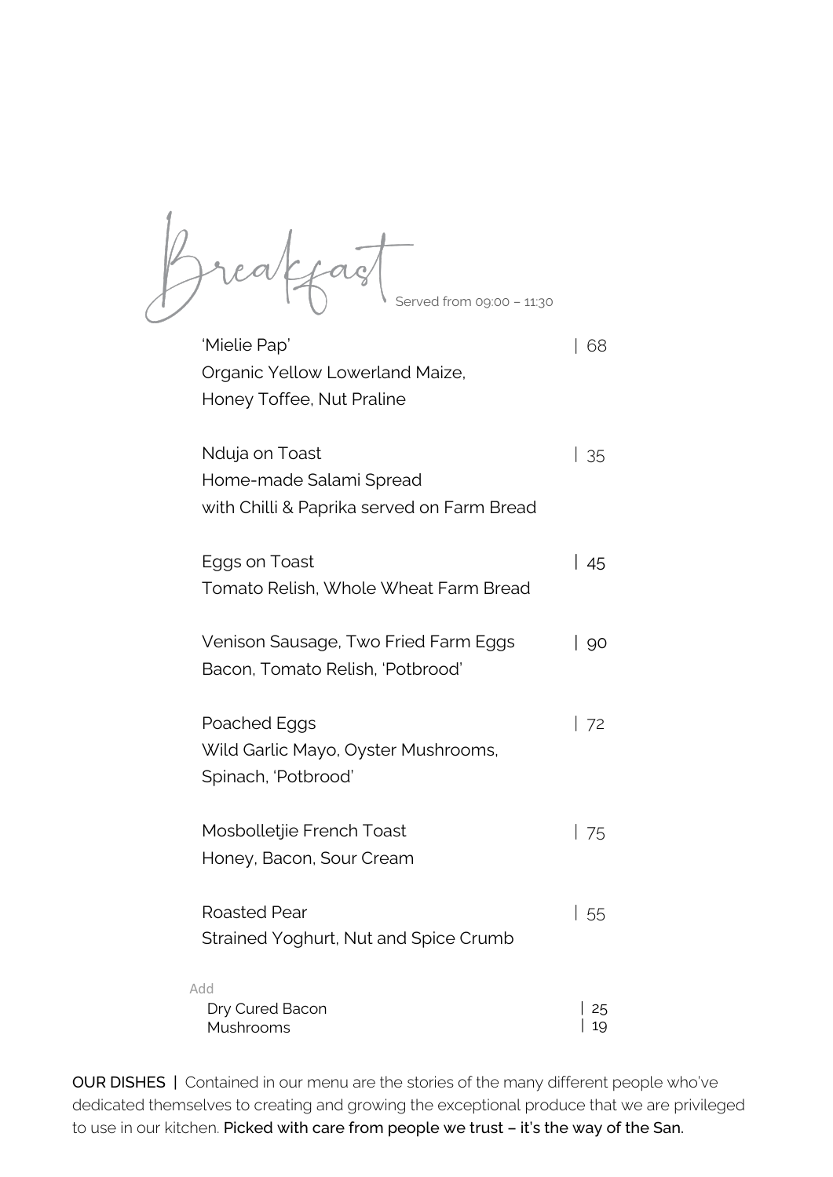# Breakfast

Served from 09:00 – 11:30

'Mielie Pap' | 68
Organic Yellow Lowerland Maize,
Honey Toffee, Nut Praline

Nduja on Toast | 35
Home-made Salami Spread
with Chilli & Paprika served on Farm Bread

Eggs on Toast | 45
Tomato Relish, Whole Wheat Farm Bread

Venison Sausage, Two Fried Farm Eggs | 90
Bacon, Tomato Relish, 'Potbrood'

Poached Eggs | 72
Wild Garlic Mayo, Oyster Mushrooms,
Spinach, 'Potbrood'

Mosbolletjie French Toast | 75
Honey, Bacon, Sour Cream

Roasted Pear | 55
Strained Yoghurt, Nut and Spice Crumb

Add
Dry Cured Bacon | 25
Mushrooms | 19

**OUR DISHES |** Contained in our menu are the stories of the many different people who've dedicated themselves to creating and growing the exceptional produce that we are privileged to use in our kitchen. **Picked with care from people we trust – it's the way of the San.**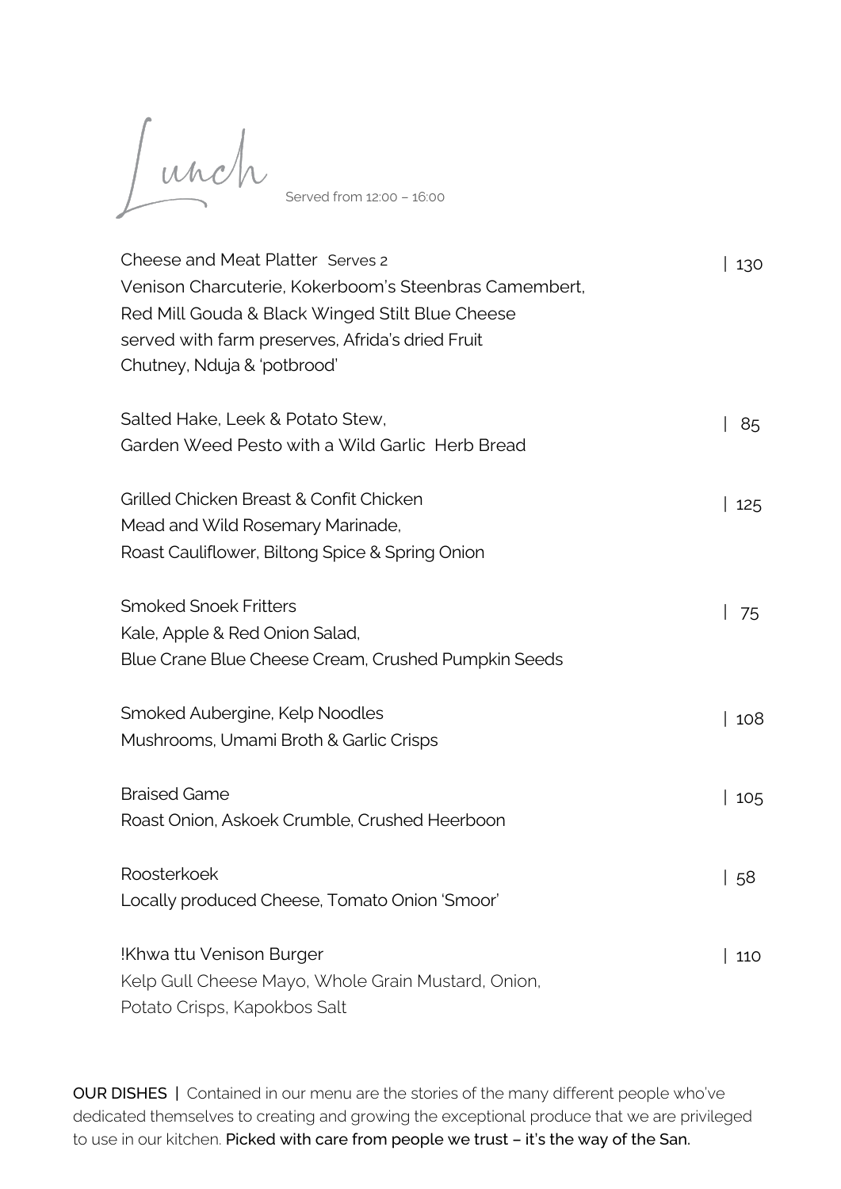# Lunch

Served from 12:00 – 16:00

Cheese and Meat Platter Serves 2 | 130
Venison Charcuterie, Kokerboom's Steenbras Camembert,
Red Mill Gouda & Black Winged Stilt Blue Cheese
served with farm preserves, Afrida's dried Fruit
Chutney, Nduja & 'potbrood'

Salted Hake, Leek & Potato Stew, | 85
Garden Weed Pesto with a Wild Garlic Herb Bread

Grilled Chicken Breast & Confit Chicken | 125
Mead and Wild Rosemary Marinade,
Roast Cauliflower, Biltong Spice & Spring Onion

Smoked Snoek Fritters | 75
Kale, Apple & Red Onion Salad,
Blue Crane Blue Cheese Cream, Crushed Pumpkin Seeds

Smoked Aubergine, Kelp Noodles | 108
Mushrooms, Umami Broth & Garlic Crisps

Braised Game | 105
Roast Onion, Askoek Crumble, Crushed Heerboon

Roosterkoek | 58
Locally produced Cheese, Tomato Onion 'Smoor'

!Khwa ttu Venison Burger | 110
Kelp Gull Cheese Mayo, Whole Grain Mustard, Onion,
Potato Crisps, Kapokbos Salt

**OUR DISHES |** Contained in our menu are the stories of the many different people who've dedicated themselves to creating and growing the exceptional produce that we are privileged to use in our kitchen. **Picked with care from people we trust – it's the way of the San.**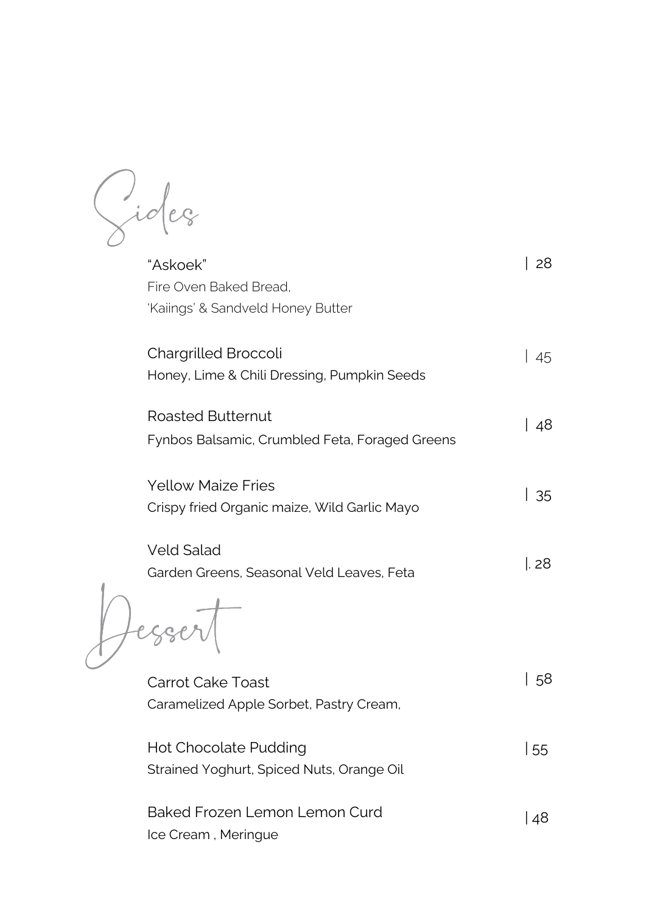# Sides

"Askoek" | 28
Fire Oven Baked Bread,
'Kaiings' & Sandveld Honey Butter

Chargrilled Broccoli | 45
Honey, Lime & Chili Dressing, Pumpkin Seeds

Roasted Butternut | 48
Fynbos Balsamic, Crumbled Feta, Foraged Greens

Yellow Maize Fries | 35
Crispy fried Organic maize, Wild Garlic Mayo

Veld Salad |. 28
Garden Greens, Seasonal Veld Leaves, Feta

# Dessert

Carrot Cake Toast | 58
Caramelized Apple Sorbet, Pastry Cream,

Hot Chocolate Pudding |55
Strained Yoghurt, Spiced Nuts, Orange Oil

Baked Frozen Lemon Lemon Curd |48
Ice Cream , Meringue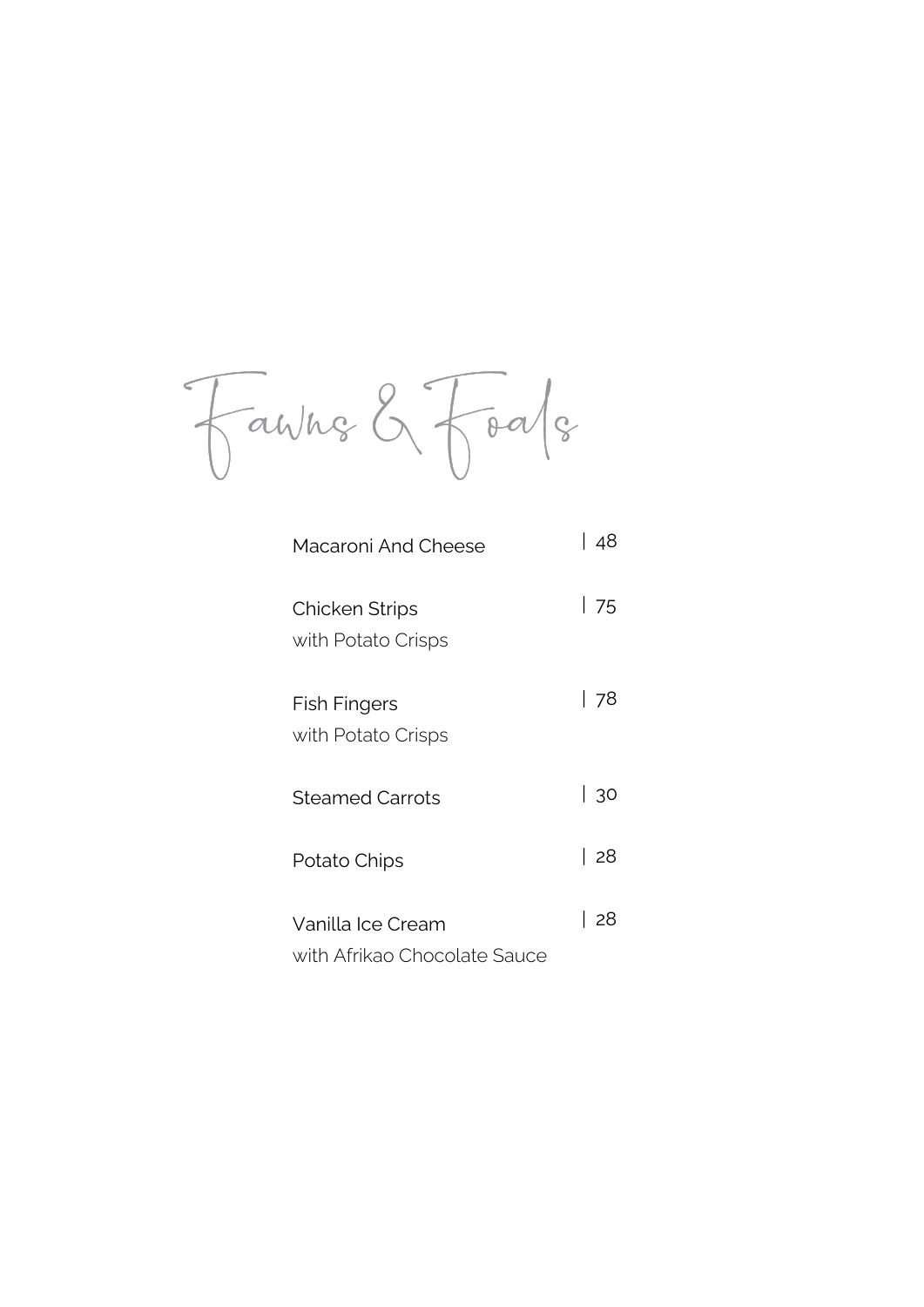# Fawns & Foals

Macaronі And Cheese | 48

Chicken Strips | 75
with Potato Crisps

Fish Fingers | 78
with Potato Crisps

Steamed Carrots | 30

Potato Chips | 28

Vanilla Ice Cream | 28
with Afrikao Chocolate Sauce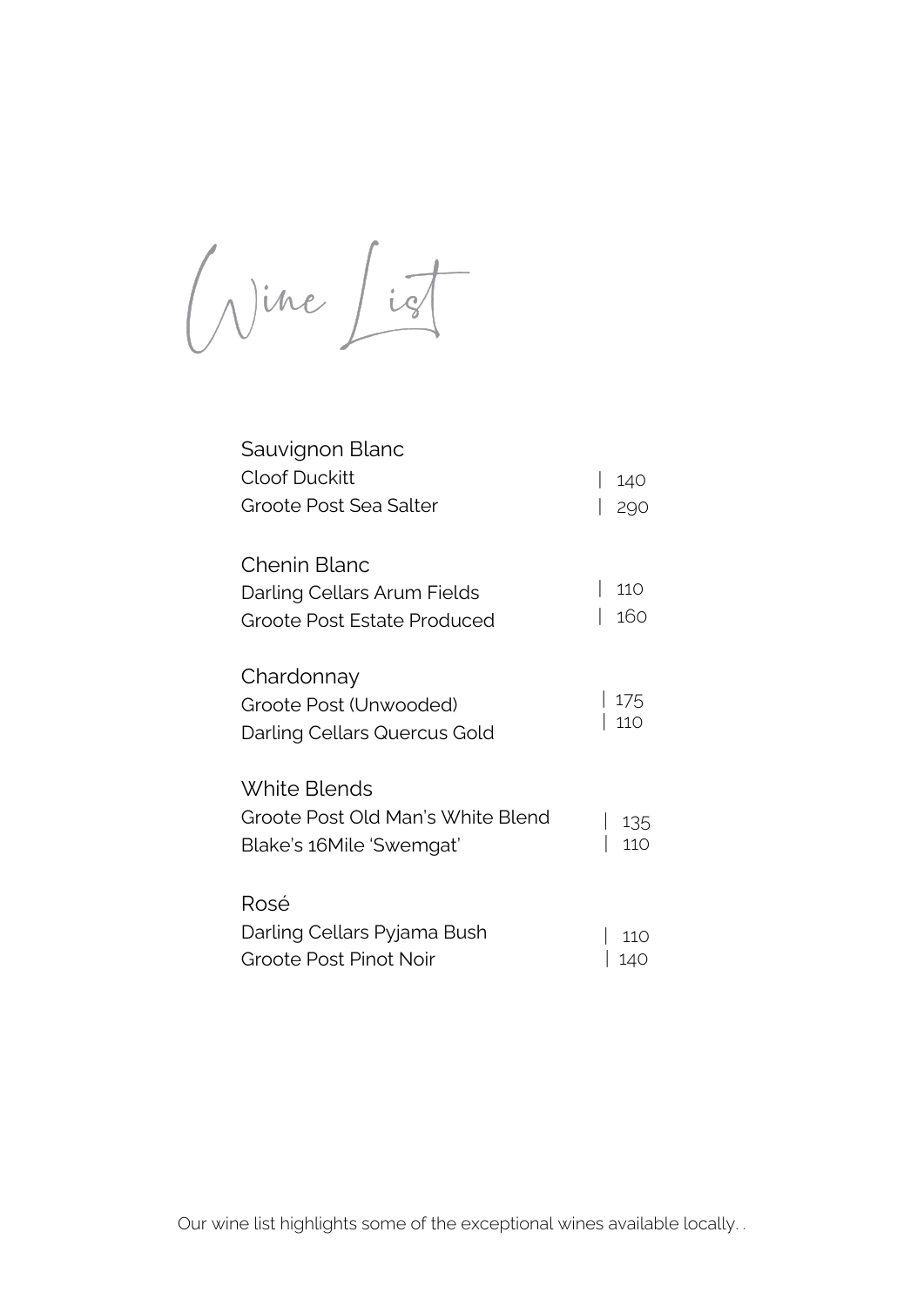# Wine List

## Sauvignon Blanc

| | |
|---|---|
| Cloof Duckitt | 140 |
| Groote Post Sea Salter | 290 |

## Chenin Blanc

| | |
|---|---|
| Darling Cellars Arum Fields | 110 |
| Groote Post Estate Produced | 160 |

## Chardonnay

| | |
|---|---|
| Groote Post (Unwooded) | 175 |
| Darling Cellars Quercus Gold | 110 |

## White Blends

| | |
|---|---|
| Groote Post Old Man's White Blend | 135 |
| Blake's 16Mile 'Swemgat' | 110 |

## Rosé

| | |
|---|---|
| Darling Cellars Pyjama Bush | 110 |
| Groote Post Pinot Noir | 140 |

Our wine list highlights some of the exceptional wines available locally. .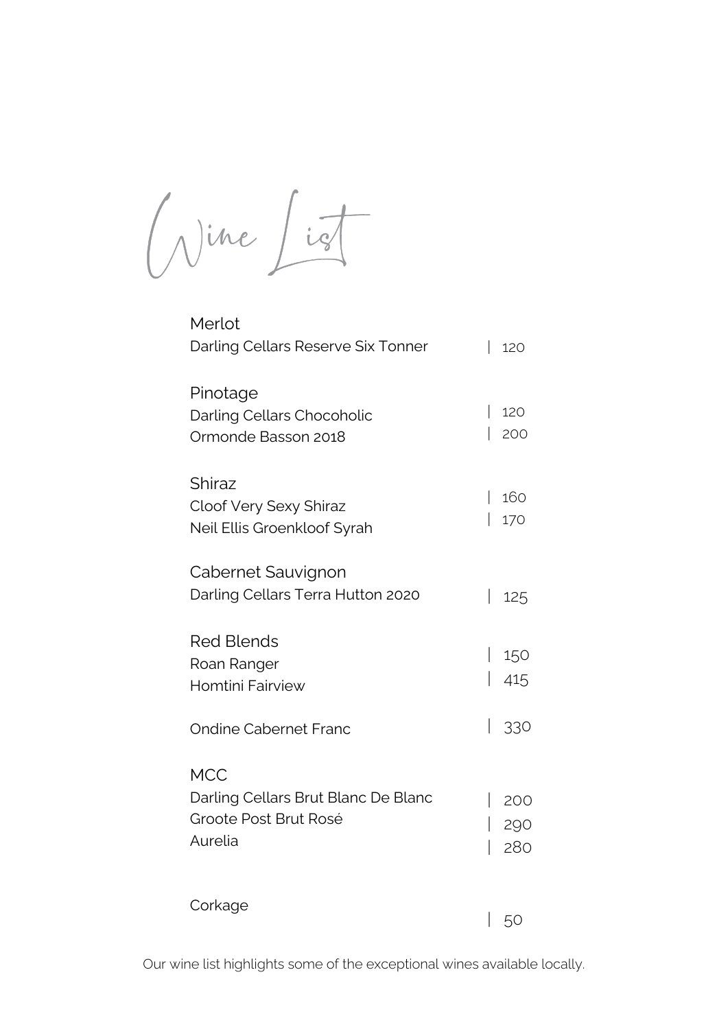# Wine List

## Merlot

Darling Cellars Reserve Six Tonner | 120

## Pinotage

Darling Cellars Chocoholic | 120
Ormonde Basson 2018 | 200

## Shiraz

Cloof Very Sexy Shiraz | 160
Neil Ellis Groenkloof Syrah | 170

## Cabernet Sauvignon

Darling Cellars Terra Hutton 2020 | 125

## Red Blends

Roan Ranger | 150
Homtini Fairview | 415

Ondine Cabernet Franc | 330

## MCC

Darling Cellars Brut Blanc De Blanc | 200
Groote Post Brut Rosé | 290
Aurelia | 280

Corkage | 50

Our wine list highlights some of the exceptional wines available locally.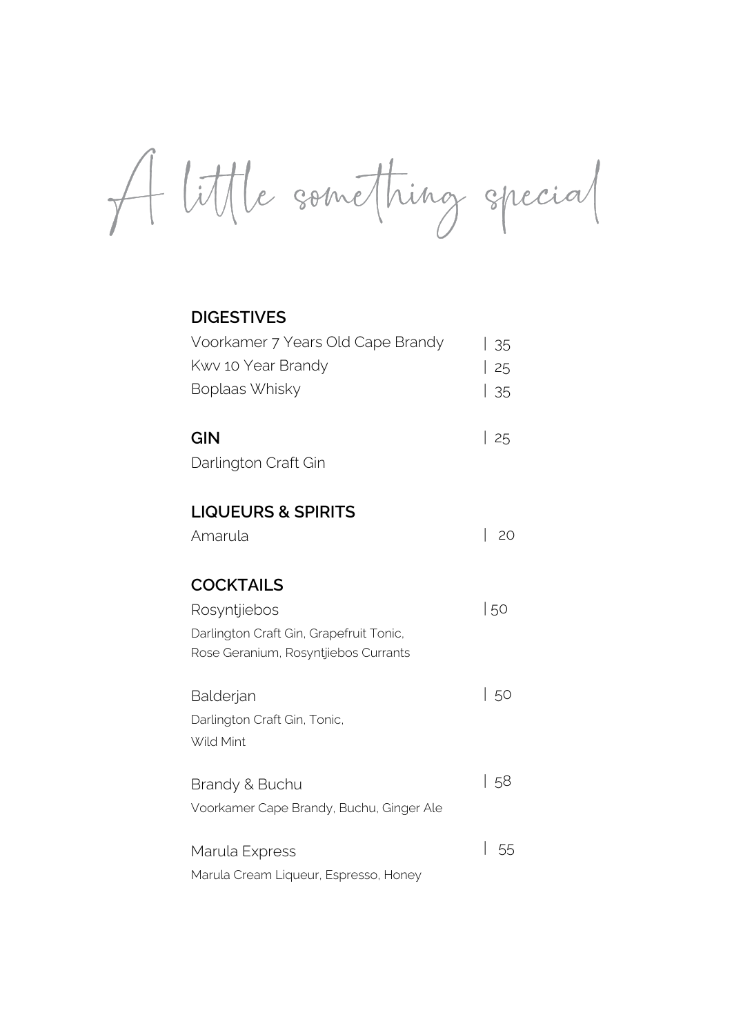# A little something special

## DIGESTIVES

Voorkamer 7 Years Old Cape Brandy | 35

Kwv 10 Year Brandy | 25

Boplaas Whisky | 35

## GIN

| 25

Darlington Craft Gin

## LIQUEURS & SPIRITS

Amarula | 20

## COCKTAILS

Rosyntjiebos | 50

Darlington Craft Gin, Grapefruit Tonic,
Rose Geranium, Rosyntjiebos Currants

Balderjan | 50

Darlington Craft Gin, Tonic,
Wild Mint

Brandy & Buchu | 58

Voorkamer Cape Brandy, Buchu, Ginger Ale

Marula Express | 55

Marula Cream Liqueur, Espresso, Honey